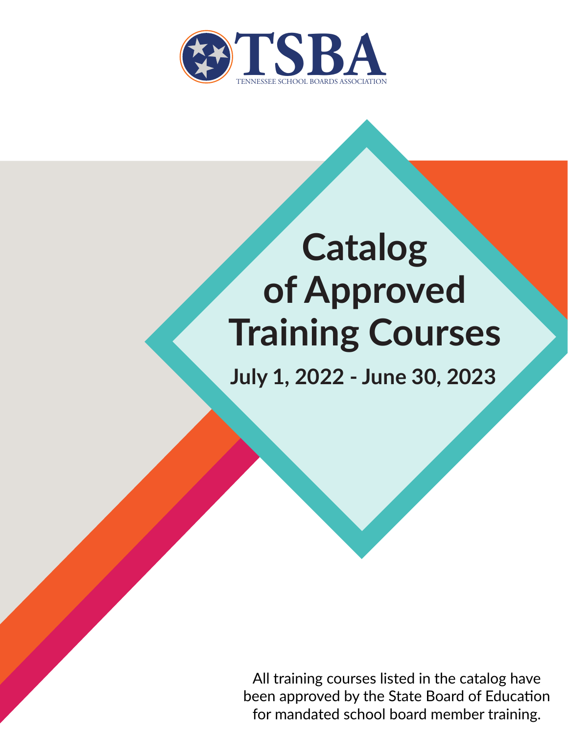TSBA

TENNESSEE SCHOOL BOARDS ASSOCIATION

# Catalog of Approved Training Courses

## July 1, 2022 - June 30, 2023

All training courses listed in the catalog have been approved by the State Board of Education for mandated school board member training.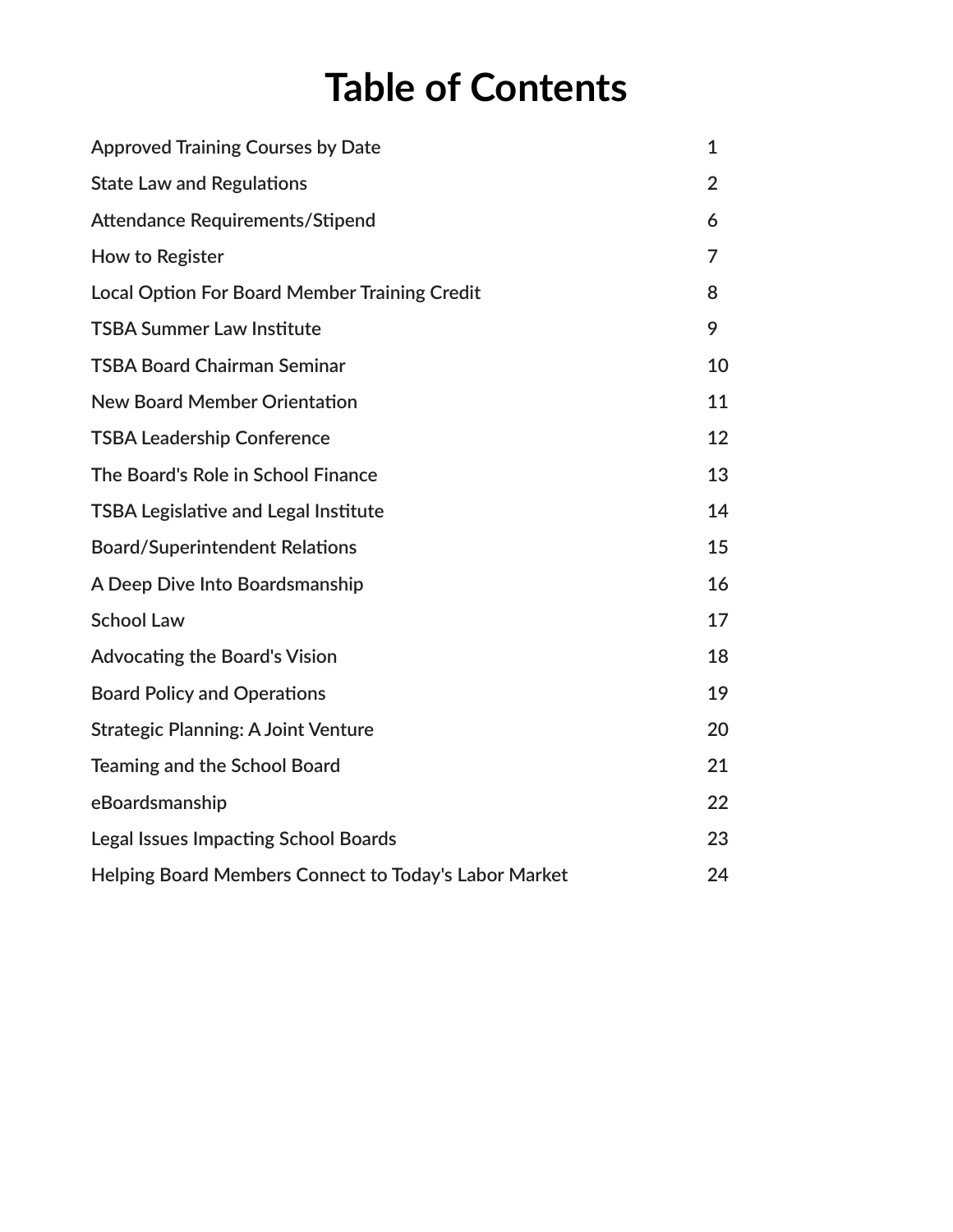# Table of Contents

| | |
|---|---|
| Approved Training Courses by Date | 1 |
| State Law and Regulations | 2 |
| Attendance Requirements/Stipend | 6 |
| How to Register | 7 |
| Local Option For Board Member Training Credit | 8 |
| TSBA Summer Law Institute | 9 |
| TSBA Board Chairman Seminar | 10 |
| New Board Member Orientation | 11 |
| TSBA Leadership Conference | 12 |
| The Board's Role in School Finance | 13 |
| TSBA Legislative and Legal Institute | 14 |
| Board/Superintendent Relations | 15 |
| A Deep Dive Into Boardsmanship | 16 |
| School Law | 17 |
| Advocating the Board's Vision | 18 |
| Board Policy and Operations | 19 |
| Strategic Planning: A Joint Venture | 20 |
| Teaming and the School Board | 21 |
| eBoardsmanship | 22 |
| Legal Issues Impacting School Boards | 23 |
| Helping Board Members Connect to Today's Labor Market | 24 |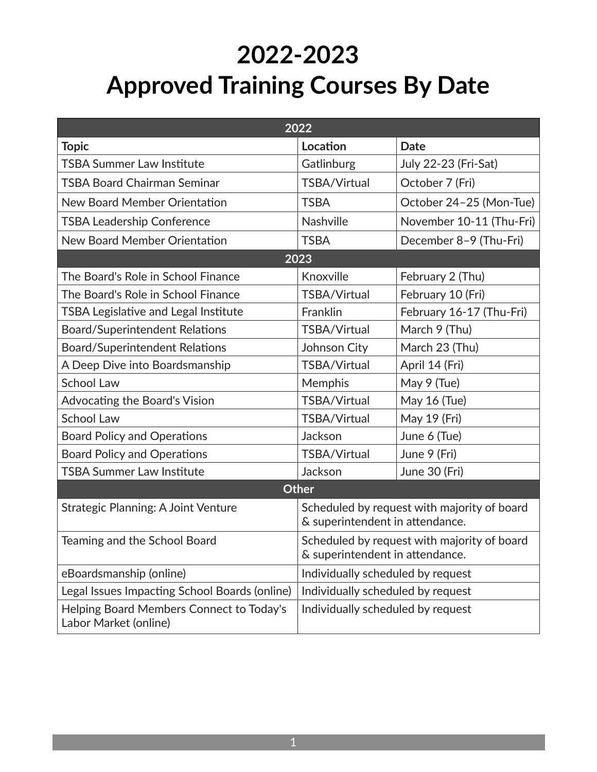# 2022-2023
# Approved Training Courses By Date

| 2022 | | |
|---|---|---|
| **Topic** | **Location** | **Date** |
| TSBA Summer Law Institute | Gatlinburg | July 22-23 (Fri-Sat) |
| TSBA Board Chairman Seminar | TSBA/Virtual | October 7 (Fri) |
| New Board Member Orientation | TSBA | October 24–25 (Mon-Tue) |
| TSBA Leadership Conference | Nashville | November 10-11 (Thu-Fri) |
| New Board Member Orientation | TSBA | December 8–9 (Thu-Fri) |
| **2023** | | |
| The Board's Role in School Finance | Knoxville | February 2 (Thu) |
| The Board's Role in School Finance | TSBA/Virtual | February 10 (Fri) |
| TSBA Legislative and Legal Institute | Franklin | February 16-17 (Thu-Fri) |
| Board/Superintendent Relations | TSBA/Virtual | March 9 (Thu) |
| Board/Superintendent Relations | Johnson City | March 23 (Thu) |
| A Deep Dive into Boardsmanship | TSBA/Virtual | April 14 (Fri) |
| School Law | Memphis | May 9 (Tue) |
| Advocating the Board's Vision | TSBA/Virtual | May 16 (Tue) |
| School Law | TSBA/Virtual | May 19 (Fri) |
| Board Policy and Operations | Jackson | June 6 (Tue) |
| Board Policy and Operations | TSBA/Virtual | June 9 (Fri) |
| TSBA Summer Law Institute | Jackson | June 30 (Fri) |
| **Other** | | |
| Strategic Planning: A Joint Venture | Scheduled by request with majority of board & superintendent in attendance. | |
| Teaming and the School Board | Scheduled by request with majority of board & superintendent in attendance. | |
| eBoardsmanship (online) | Individually scheduled by request | |
| Legal Issues Impacting School Boards (online) | Individually scheduled by request | |
| Helping Board Members Connect to Today's Labor Market (online) | Individually scheduled by request | |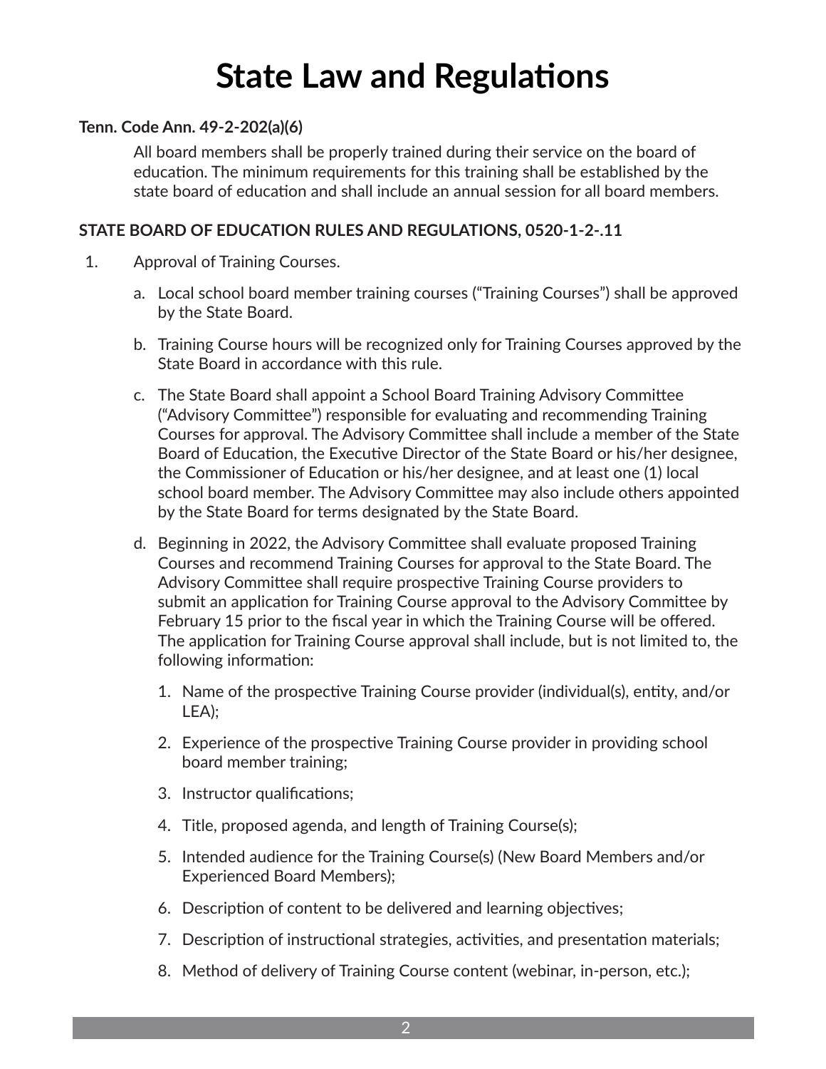# State Law and Regulations

**Tenn. Code Ann. 49-2-202(a)(6)**

All board members shall be properly trained during their service on the board of education. The minimum requirements for this training shall be established by the state board of education and shall include an annual session for all board members.

**STATE BOARD OF EDUCATION RULES AND REGULATIONS, 0520-1-2-.11**

1. Approval of Training Courses.

   a. Local school board member training courses ("Training Courses") shall be approved by the State Board.

   b. Training Course hours will be recognized only for Training Courses approved by the State Board in accordance with this rule.

   c. The State Board shall appoint a School Board Training Advisory Committee ("Advisory Committee") responsible for evaluating and recommending Training Courses for approval. The Advisory Committee shall include a member of the State Board of Education, the Executive Director of the State Board or his/her designee, the Commissioner of Education or his/her designee, and at least one (1) local school board member. The Advisory Committee may also include others appointed by the State Board for terms designated by the State Board.

   d. Beginning in 2022, the Advisory Committee shall evaluate proposed Training Courses and recommend Training Courses for approval to the State Board. The Advisory Committee shall require prospective Training Course providers to submit an application for Training Course approval to the Advisory Committee by February 15 prior to the fiscal year in which the Training Course will be offered. The application for Training Course approval shall include, but is not limited to, the following information:

      1. Name of the prospective Training Course provider (individual(s), entity, and/or LEA);
      2. Experience of the prospective Training Course provider in providing school board member training;
      3. Instructor qualifications;
      4. Title, proposed agenda, and length of Training Course(s);
      5. Intended audience for the Training Course(s) (New Board Members and/or Experienced Board Members);
      6. Description of content to be delivered and learning objectives;
      7. Description of instructional strategies, activities, and presentation materials;
      8. Method of delivery of Training Course content (webinar, in-person, etc.);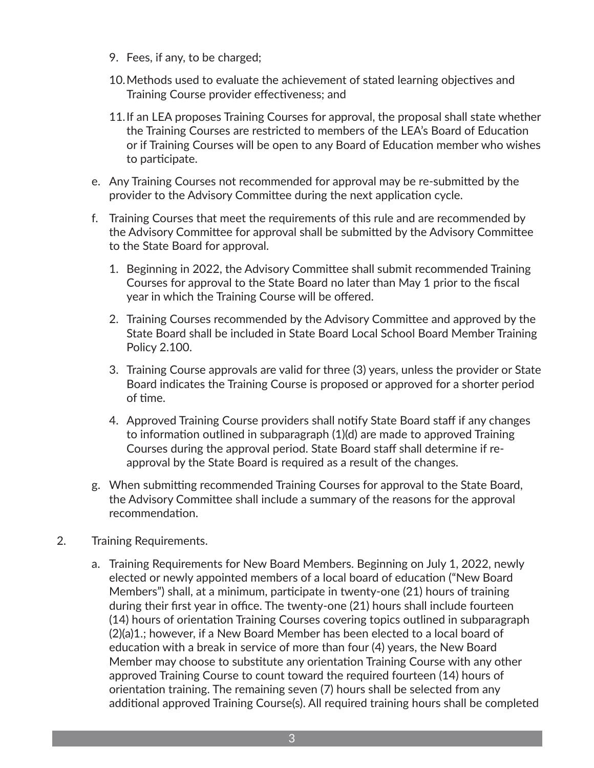9. Fees, if any, to be charged;

10. Methods used to evaluate the achievement of stated learning objectives and Training Course provider effectiveness; and

11. If an LEA proposes Training Courses for approval, the proposal shall state whether the Training Courses are restricted to members of the LEA's Board of Education or if Training Courses will be open to any Board of Education member who wishes to participate.

e. Any Training Courses not recommended for approval may be re-submitted by the provider to the Advisory Committee during the next application cycle.

f. Training Courses that meet the requirements of this rule and are recommended by the Advisory Committee for approval shall be submitted by the Advisory Committee to the State Board for approval.

   1. Beginning in 2022, the Advisory Committee shall submit recommended Training Courses for approval to the State Board no later than May 1 prior to the fiscal year in which the Training Course will be offered.

   2. Training Courses recommended by the Advisory Committee and approved by the State Board shall be included in State Board Local School Board Member Training Policy 2.100.

   3. Training Course approvals are valid for three (3) years, unless the provider or State Board indicates the Training Course is proposed or approved for a shorter period of time.

   4. Approved Training Course providers shall notify State Board staff if any changes to information outlined in subparagraph (1)(d) are made to approved Training Courses during the approval period. State Board staff shall determine if re-approval by the State Board is required as a result of the changes.

g. When submitting recommended Training Courses for approval to the State Board, the Advisory Committee shall include a summary of the reasons for the approval recommendation.

2. Training Requirements.

   a. Training Requirements for New Board Members. Beginning on July 1, 2022, newly elected or newly appointed members of a local board of education ("New Board Members") shall, at a minimum, participate in twenty-one (21) hours of training during their first year in office. The twenty-one (21) hours shall include fourteen (14) hours of orientation Training Courses covering topics outlined in subparagraph (2)(a)1.; however, if a New Board Member has been elected to a local board of education with a break in service of more than four (4) years, the New Board Member may choose to substitute any orientation Training Course with any other approved Training Course to count toward the required fourteen (14) hours of orientation training. The remaining seven (7) hours shall be selected from any additional approved Training Course(s). All required training hours shall be completed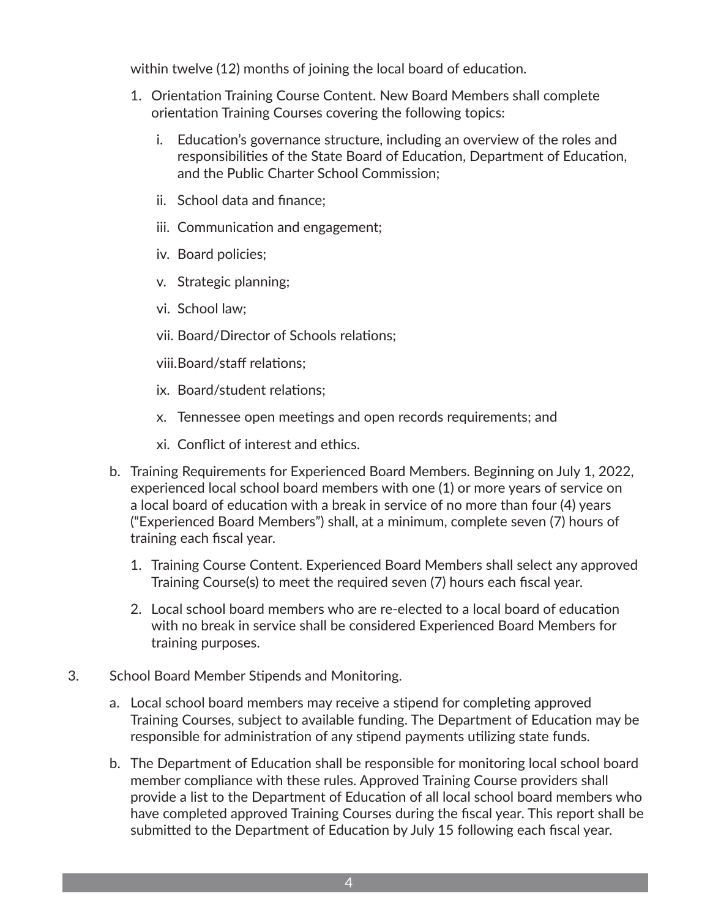within twelve (12) months of joining the local board of education.

1. Orientation Training Course Content. New Board Members shall complete orientation Training Courses covering the following topics:

   i. Education's governance structure, including an overview of the roles and responsibilities of the State Board of Education, Department of Education, and the Public Charter School Commission;

   ii. School data and finance;

   iii. Communication and engagement;

   iv. Board policies;

   v. Strategic planning;

   vi. School law;

   vii. Board/Director of Schools relations;

   viii. Board/staff relations;

   ix. Board/student relations;

   x. Tennessee open meetings and open records requirements; and

   xi. Conflict of interest and ethics.

b. Training Requirements for Experienced Board Members. Beginning on July 1, 2022, experienced local school board members with one (1) or more years of service on a local board of education with a break in service of no more than four (4) years ("Experienced Board Members") shall, at a minimum, complete seven (7) hours of training each fiscal year.

   1. Training Course Content. Experienced Board Members shall select any approved Training Course(s) to meet the required seven (7) hours each fiscal year.

   2. Local school board members who are re-elected to a local board of education with no break in service shall be considered Experienced Board Members for training purposes.

3. School Board Member Stipends and Monitoring.

   a. Local school board members may receive a stipend for completing approved Training Courses, subject to available funding. The Department of Education may be responsible for administration of any stipend payments utilizing state funds.

   b. The Department of Education shall be responsible for monitoring local school board member compliance with these rules. Approved Training Course providers shall provide a list to the Department of Education of all local school board members who have completed approved Training Courses during the fiscal year. This report shall be submitted to the Department of Education by July 15 following each fiscal year.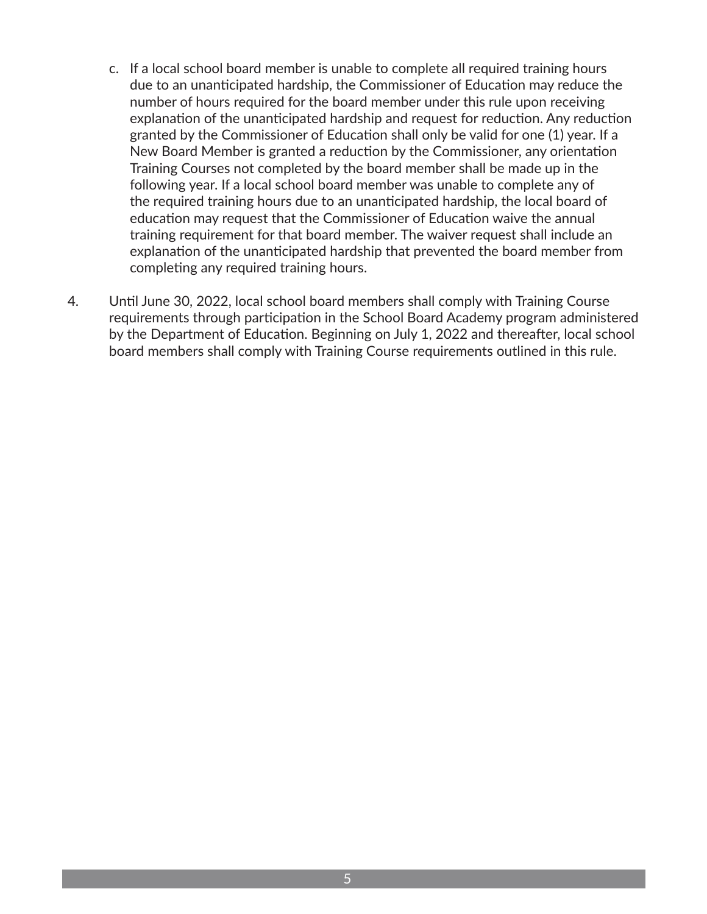c. If a local school board member is unable to complete all required training hours due to an unanticipated hardship, the Commissioner of Education may reduce the number of hours required for the board member under this rule upon receiving explanation of the unanticipated hardship and request for reduction. Any reduction granted by the Commissioner of Education shall only be valid for one (1) year. If a New Board Member is granted a reduction by the Commissioner, any orientation Training Courses not completed by the board member shall be made up in the following year. If a local school board member was unable to complete any of the required training hours due to an unanticipated hardship, the local board of education may request that the Commissioner of Education waive the annual training requirement for that board member. The waiver request shall include an explanation of the unanticipated hardship that prevented the board member from completing any required training hours.

4. Until June 30, 2022, local school board members shall comply with Training Course requirements through participation in the School Board Academy program administered by the Department of Education. Beginning on July 1, 2022 and thereafter, local school board members shall comply with Training Course requirements outlined in this rule.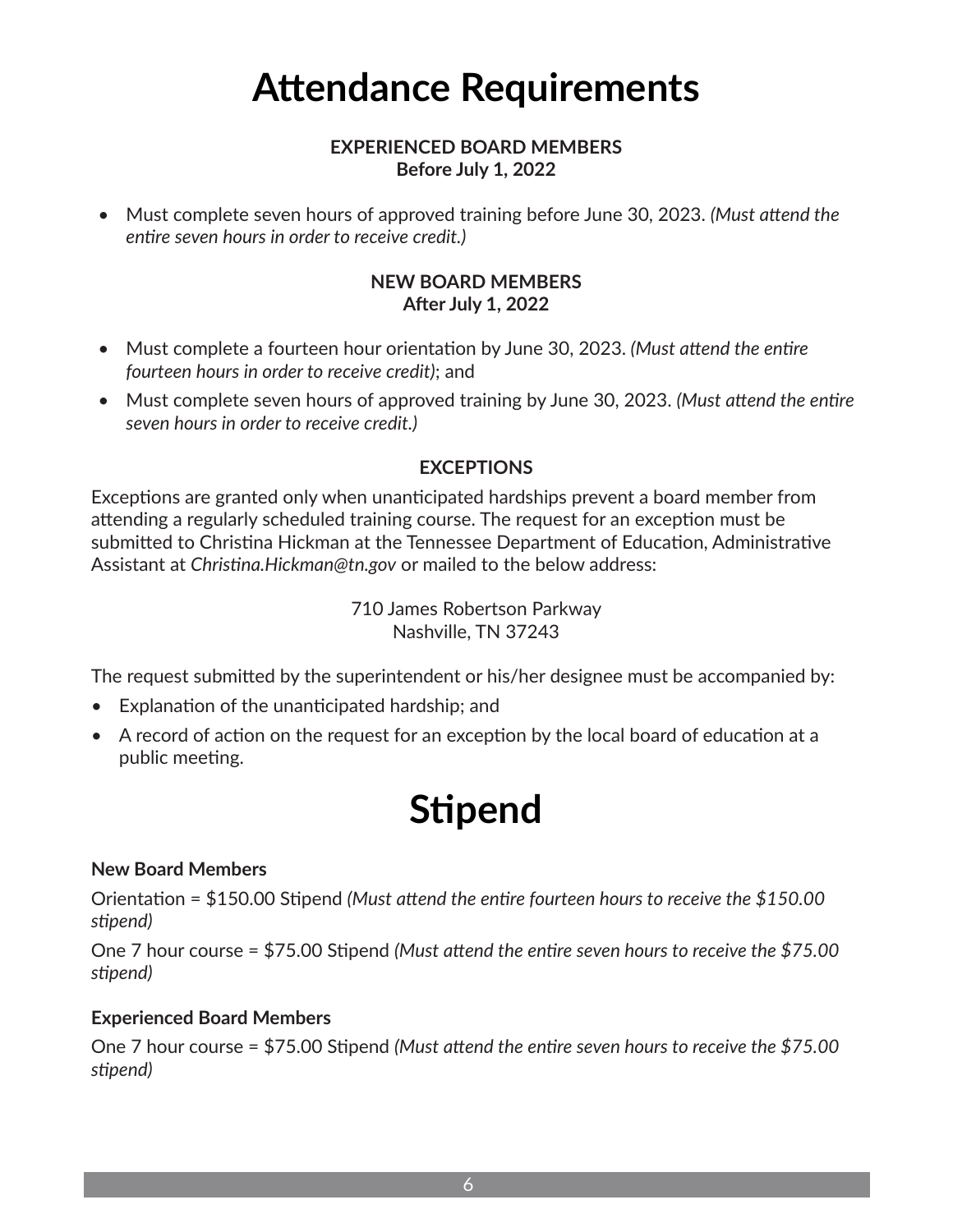# Attendance Requirements

**EXPERIENCED BOARD MEMBERS**
**Before July 1, 2022**

- Must complete seven hours of approved training before June 30, 2023. *(Must attend the entire seven hours in order to receive credit.)*

**NEW BOARD MEMBERS**
**After July 1, 2022**

- Must complete a fourteen hour orientation by June 30, 2023. *(Must attend the entire fourteen hours in order to receive credit)*; and
- Must complete seven hours of approved training by June 30, 2023. *(Must attend the entire seven hours in order to receive credit.)*

**EXCEPTIONS**

Exceptions are granted only when unanticipated hardships prevent a board member from attending a regularly scheduled training course. The request for an exception must be submitted to Christina Hickman at the Tennessee Department of Education, Administrative Assistant at *Christina.Hickman@tn.gov* or mailed to the below address:

710 James Robertson Parkway
Nashville, TN 37243

The request submitted by the superintendent or his/her designee must be accompanied by:

- Explanation of the unanticipated hardship; and
- A record of action on the request for an exception by the local board of education at a public meeting.

# Stipend

**New Board Members**

Orientation = $150.00 Stipend *(Must attend the entire fourteen hours to receive the $150.00 stipend)*

One 7 hour course = $75.00 Stipend *(Must attend the entire seven hours to receive the $75.00 stipend)*

**Experienced Board Members**

One 7 hour course = $75.00 Stipend *(Must attend the entire seven hours to receive the $75.00 stipend)*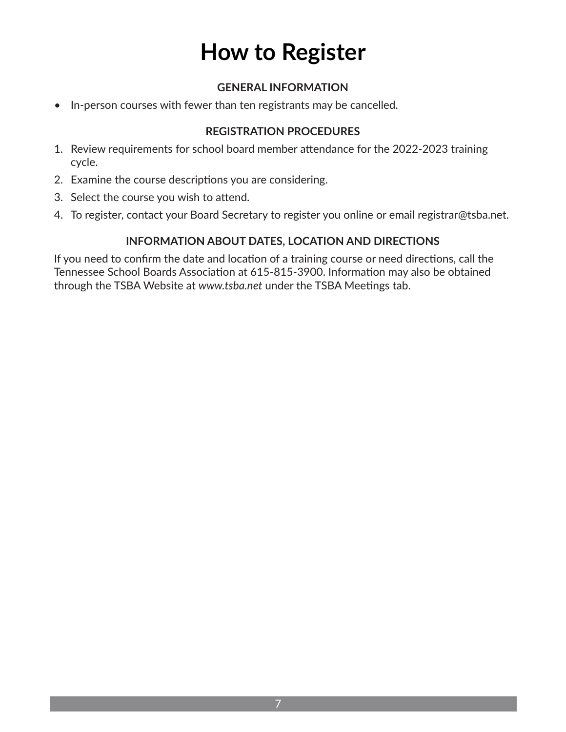# How to Register

### GENERAL INFORMATION

- In-person courses with fewer than ten registrants may be cancelled.

### REGISTRATION PROCEDURES

1. Review requirements for school board member attendance for the 2022-2023 training cycle.
2. Examine the course descriptions you are considering.
3. Select the course you wish to attend.
4. To register, contact your Board Secretary to register you online or email registrar@tsba.net.

### INFORMATION ABOUT DATES, LOCATION AND DIRECTIONS

If you need to confirm the date and location of a training course or need directions, call the Tennessee School Boards Association at 615-815-3900. Information may also be obtained through the TSBA Website at *www.tsba.net* under the TSBA Meetings tab.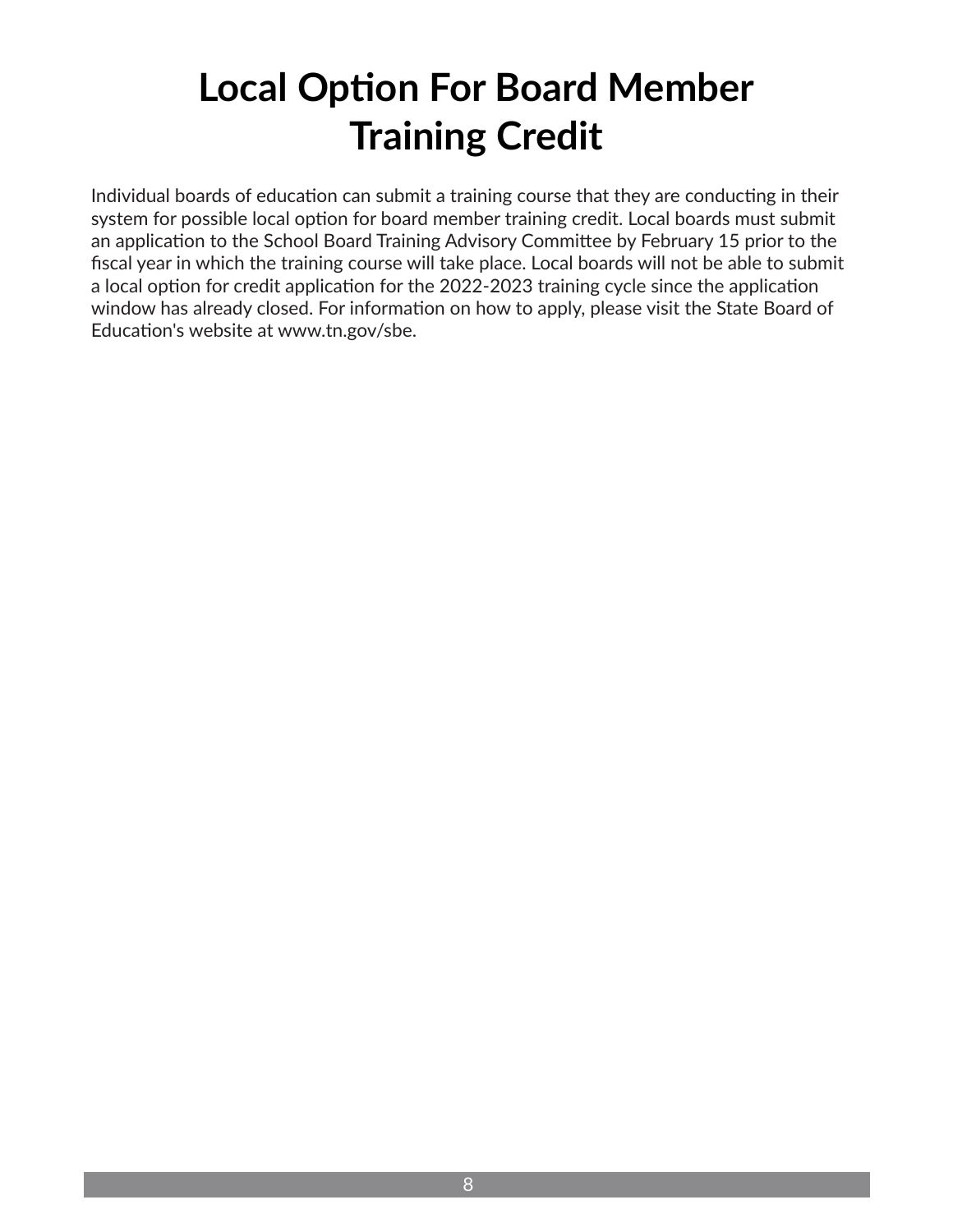# Local Option For Board Member Training Credit

Individual boards of education can submit a training course that they are conducting in their system for possible local option for board member training credit. Local boards must submit an application to the School Board Training Advisory Committee by February 15 prior to the fiscal year in which the training course will take place. Local boards will not be able to submit a local option for credit application for the 2022-2023 training cycle since the application window has already closed. For information on how to apply, please visit the State Board of Education's website at www.tn.gov/sbe.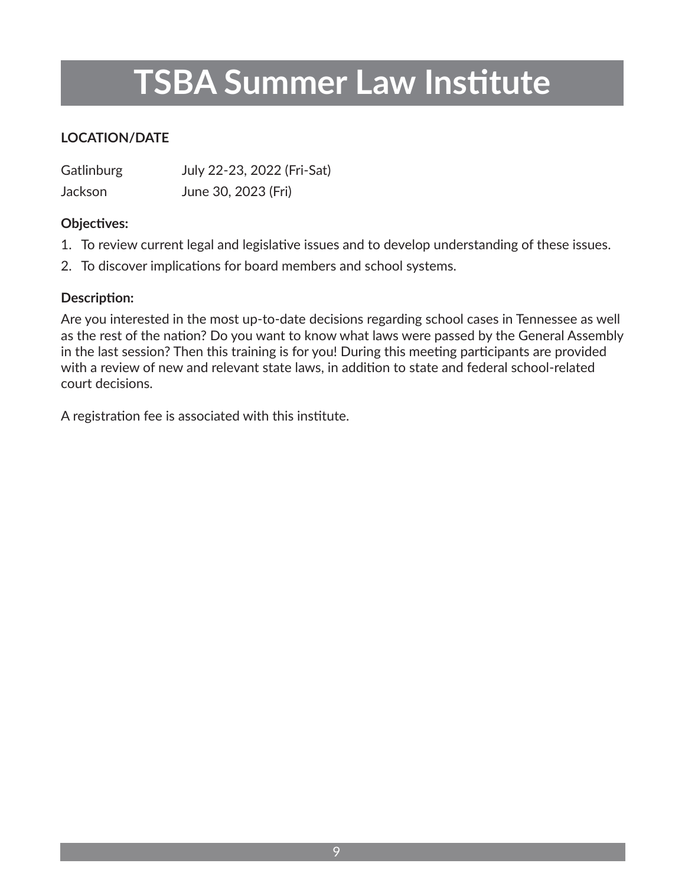# TSBA Summer Law Institute

**LOCATION/DATE**

| | |
|---|---|
| Gatlinburg | July 22-23, 2022 (Fri-Sat) |
| Jackson | June 30, 2023 (Fri) |

**Objectives:**

1. To review current legal and legislative issues and to develop understanding of these issues.
2. To discover implications for board members and school systems.

**Description:**

Are you interested in the most up-to-date decisions regarding school cases in Tennessee as well as the rest of the nation? Do you want to know what laws were passed by the General Assembly in the last session? Then this training is for you! During this meeting participants are provided with a review of new and relevant state laws, in addition to state and federal school-related court decisions.

A registration fee is associated with this institute.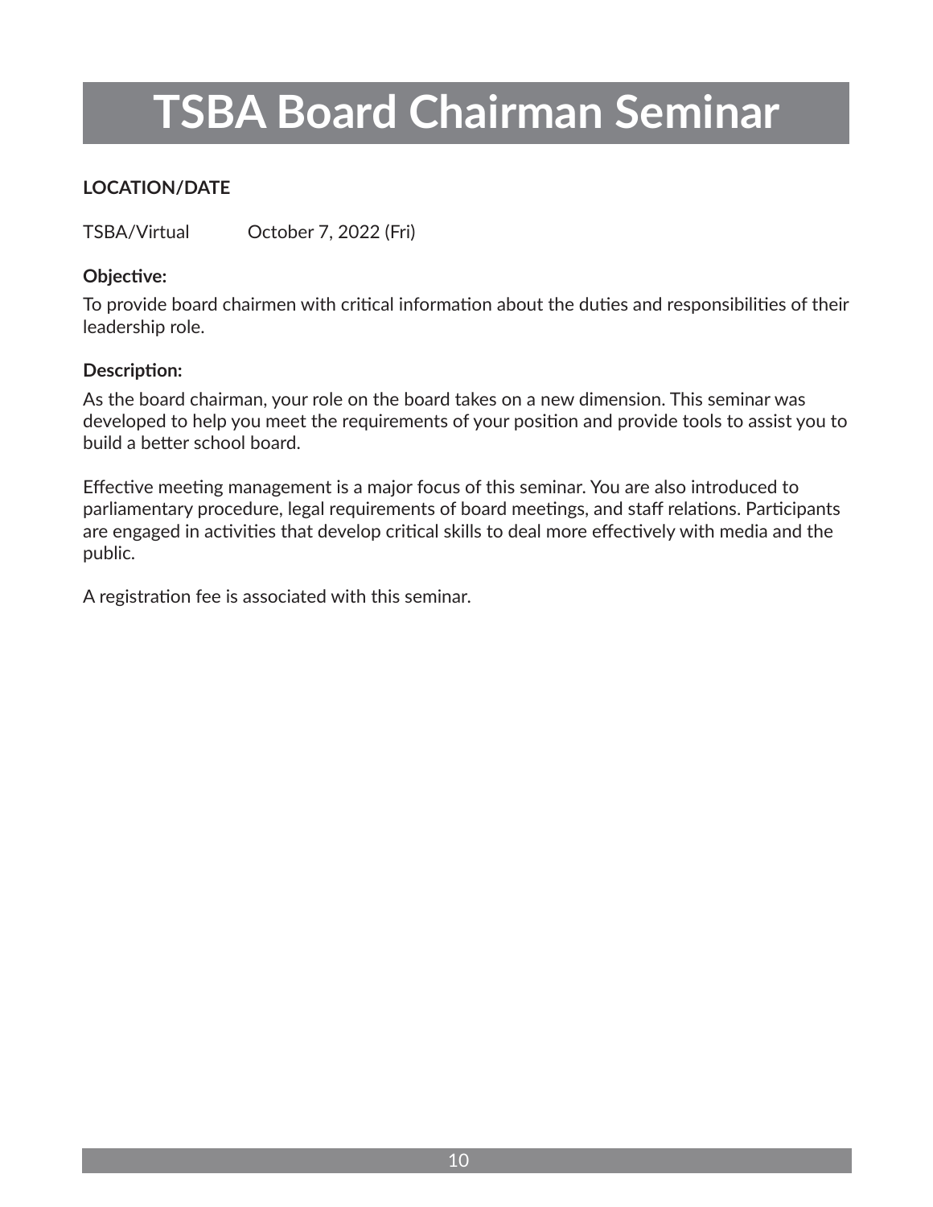# TSBA Board Chairman Seminar

**LOCATION/DATE**

| | |
|---|---|
| TSBA/Virtual | October 7, 2022 (Fri) |

**Objective:**

To provide board chairmen with critical information about the duties and responsibilities of their leadership role.

**Description:**

As the board chairman, your role on the board takes on a new dimension. This seminar was developed to help you meet the requirements of your position and provide tools to assist you to build a better school board.

Effective meeting management is a major focus of this seminar. You are also introduced to parliamentary procedure, legal requirements of board meetings, and staff relations. Participants are engaged in activities that develop critical skills to deal more effectively with media and the public.

A registration fee is associated with this seminar.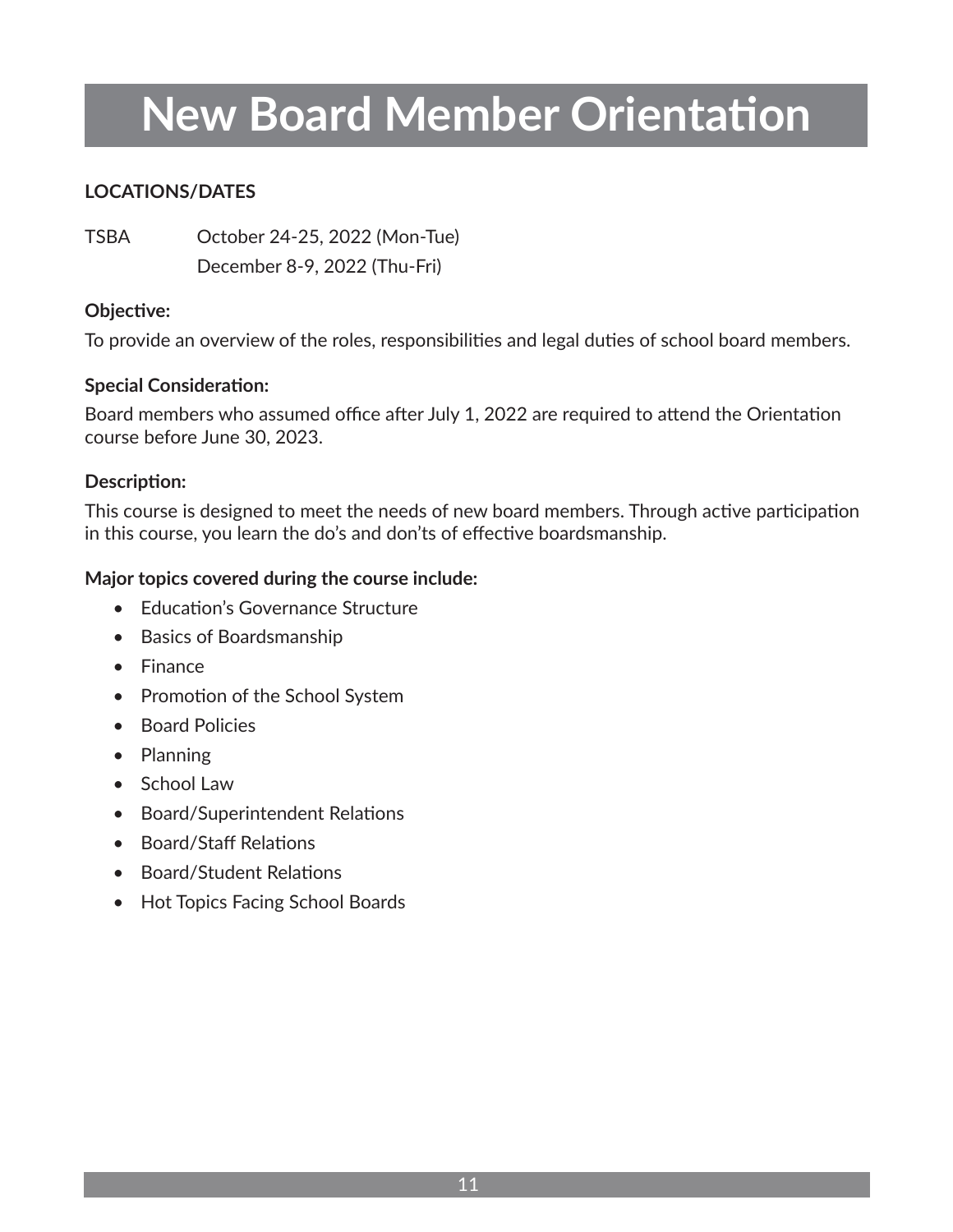# New Board Member Orientation

**LOCATIONS/DATES**

| | |
|---|---|
| TSBA | October 24-25, 2022 (Mon-Tue) |
| | December 8-9, 2022 (Thu-Fri) |

**Objective:**

To provide an overview of the roles, responsibilities and legal duties of school board members.

**Special Consideration:**

Board members who assumed office after July 1, 2022 are required to attend the Orientation course before June 30, 2023.

**Description:**

This course is designed to meet the needs of new board members. Through active participation in this course, you learn the do's and don'ts of effective boardsmanship.

**Major topics covered during the course include:**

- Education's Governance Structure
- Basics of Boardsmanship
- Finance
- Promotion of the School System
- Board Policies
- Planning
- School Law
- Board/Superintendent Relations
- Board/Staff Relations
- Board/Student Relations
- Hot Topics Facing School Boards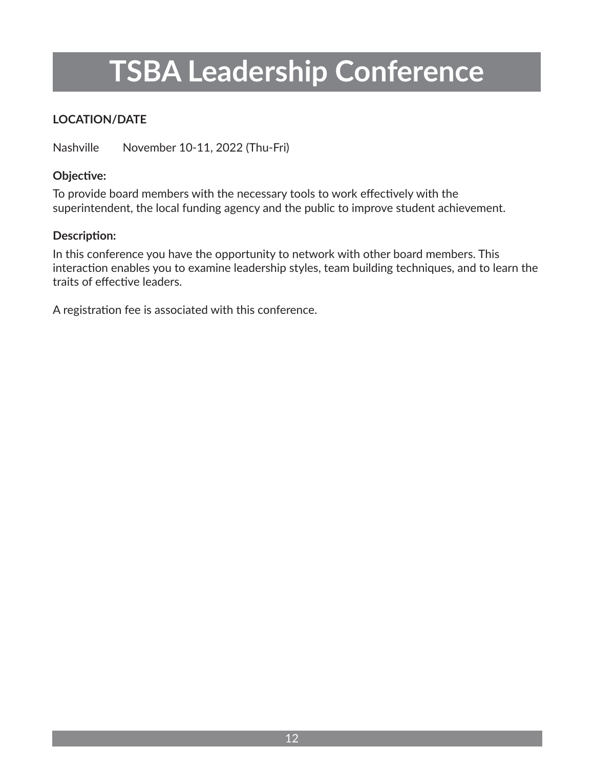# TSBA Leadership Conference

**LOCATION/DATE**

Nashville November 10-11, 2022 (Thu-Fri)

**Objective:**

To provide board members with the necessary tools to work effectively with the superintendent, the local funding agency and the public to improve student achievement.

**Description:**

In this conference you have the opportunity to network with other board members. This interaction enables you to examine leadership styles, team building techniques, and to learn the traits of effective leaders.

A registration fee is associated with this conference.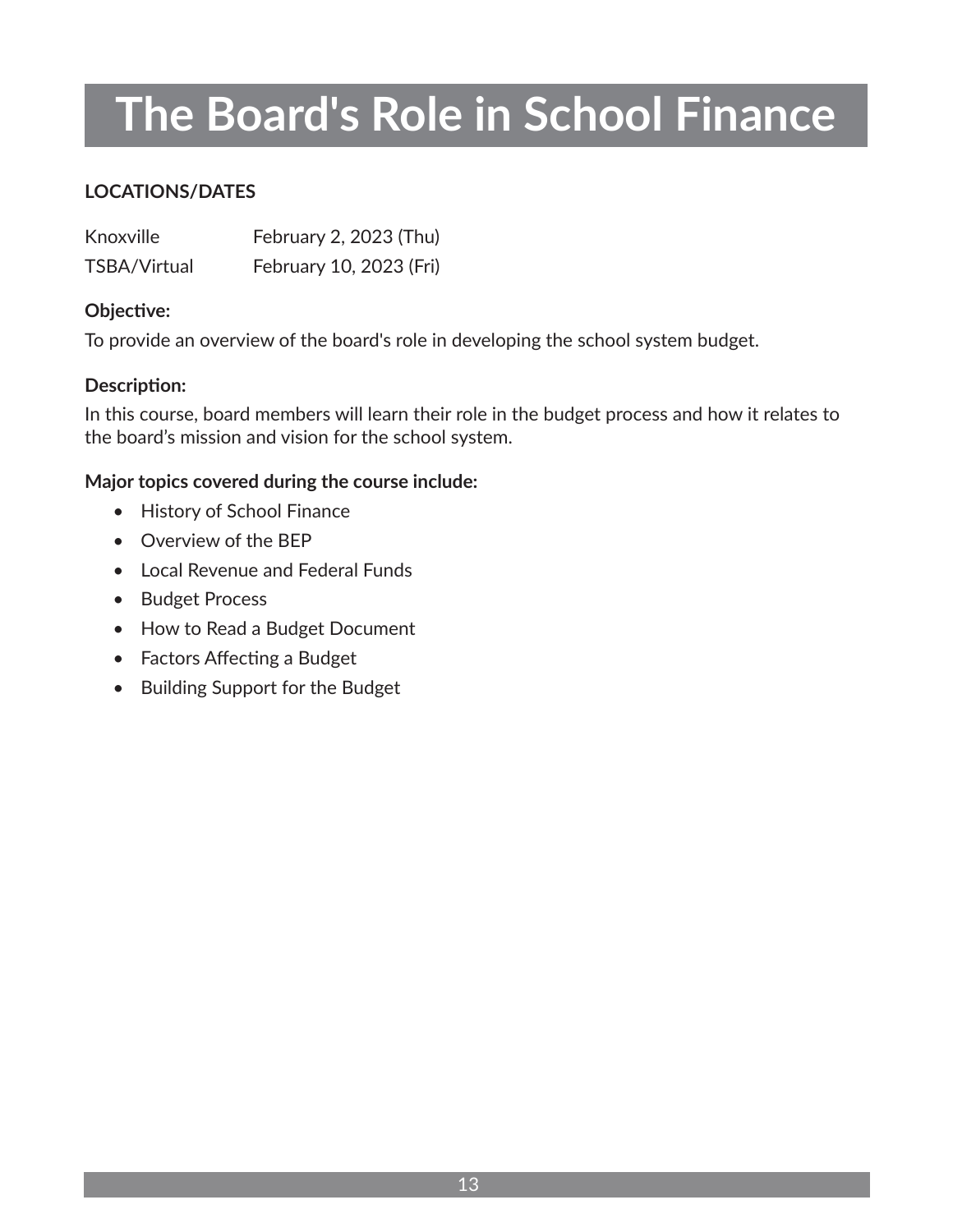# The Board's Role in School Finance

**LOCATIONS/DATES**

| | |
|---|---|
| Knoxville | February 2, 2023 (Thu) |
| TSBA/Virtual | February 10, 2023 (Fri) |

**Objective:**

To provide an overview of the board's role in developing the school system budget.

**Description:**

In this course, board members will learn their role in the budget process and how it relates to the board's mission and vision for the school system.

**Major topics covered during the course include:**

- History of School Finance
- Overview of the BEP
- Local Revenue and Federal Funds
- Budget Process
- How to Read a Budget Document
- Factors Affecting a Budget
- Building Support for the Budget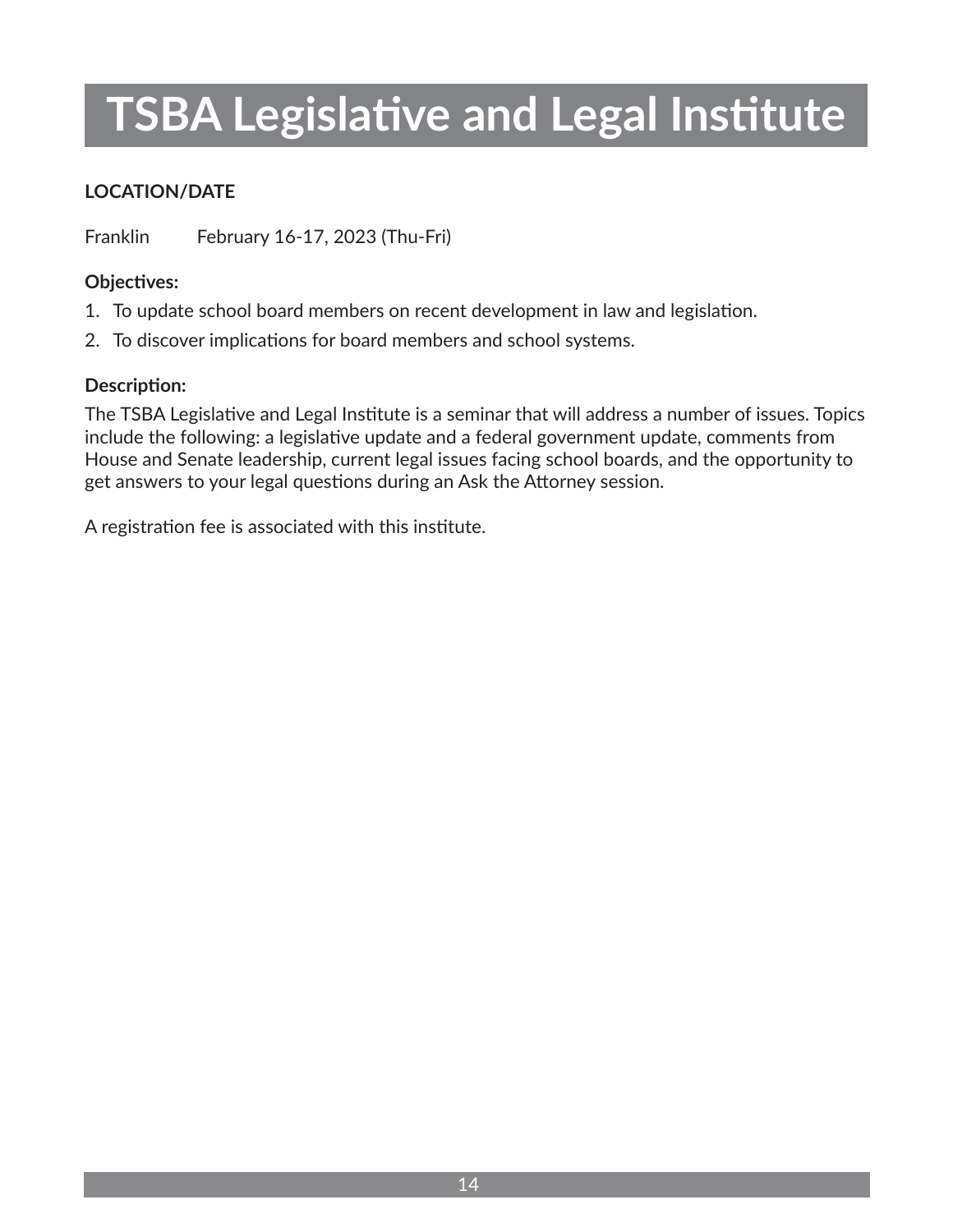# TSBA Legislative and Legal Institute

**LOCATION/DATE**

Franklin February 16-17, 2023 (Thu-Fri)

**Objectives:**

1. To update school board members on recent development in law and legislation.
2. To discover implications for board members and school systems.

**Description:**

The TSBA Legislative and Legal Institute is a seminar that will address a number of issues. Topics include the following: a legislative update and a federal government update, comments from House and Senate leadership, current legal issues facing school boards, and the opportunity to get answers to your legal questions during an Ask the Attorney session.

A registration fee is associated with this institute.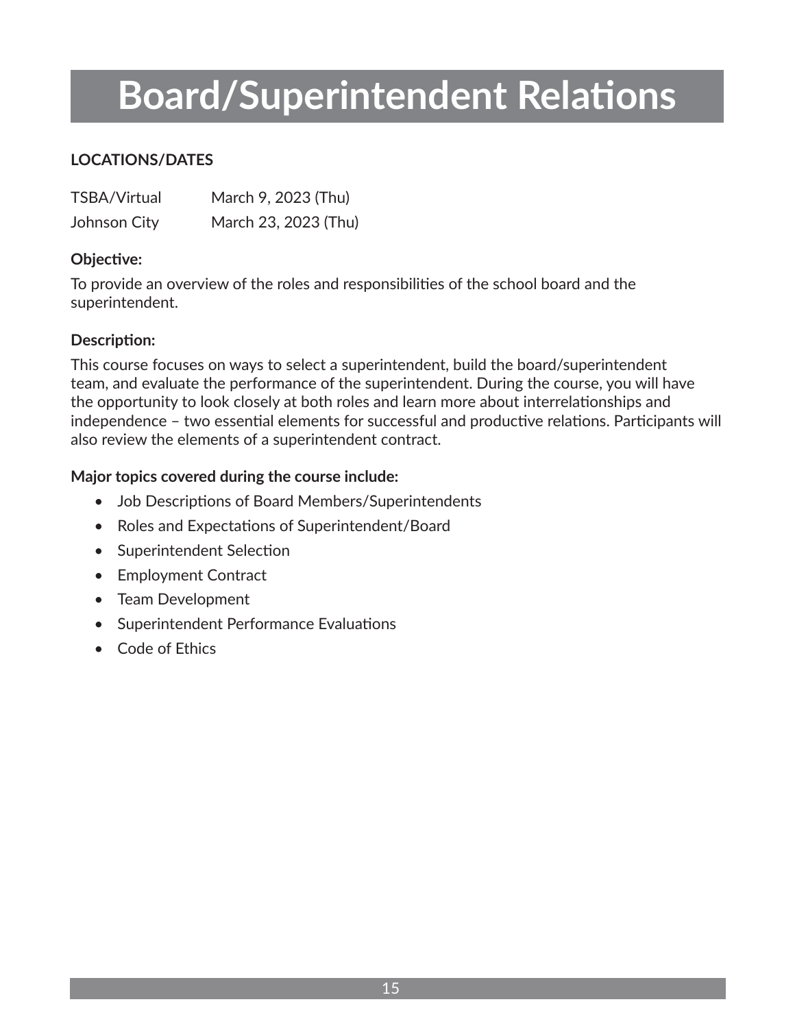# Board/Superintendent Relations

**LOCATIONS/DATES**

| | |
|---|---|
| TSBA/Virtual | March 9, 2023 (Thu) |
| Johnson City | March 23, 2023 (Thu) |

**Objective:**

To provide an overview of the roles and responsibilities of the school board and the superintendent.

**Description:**

This course focuses on ways to select a superintendent, build the board/superintendent team, and evaluate the performance of the superintendent. During the course, you will have the opportunity to look closely at both roles and learn more about interrelationships and independence – two essential elements for successful and productive relations. Participants will also review the elements of a superintendent contract.

**Major topics covered during the course include:**

- Job Descriptions of Board Members/Superintendents
- Roles and Expectations of Superintendent/Board
- Superintendent Selection
- Employment Contract
- Team Development
- Superintendent Performance Evaluations
- Code of Ethics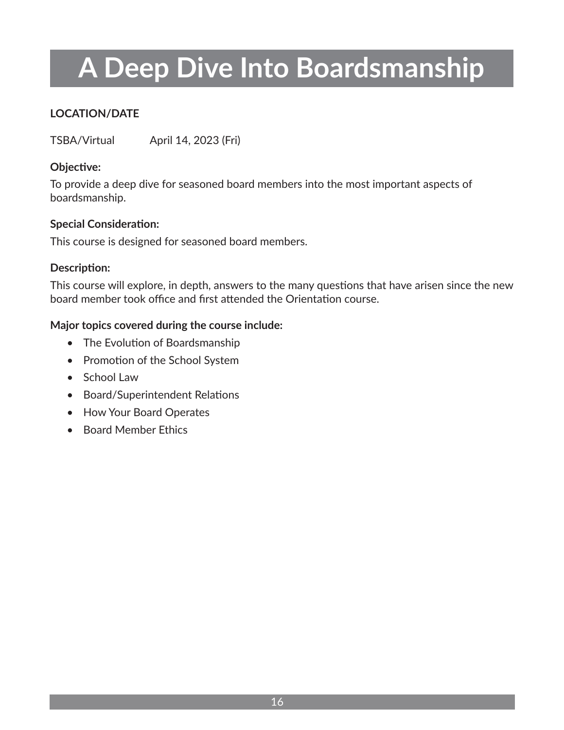# A Deep Dive Into Boardsmanship

**LOCATION/DATE**

TSBA/Virtual April 14, 2023 (Fri)

**Objective:**

To provide a deep dive for seasoned board members into the most important aspects of boardsmanship.

**Special Consideration:**

This course is designed for seasoned board members.

**Description:**

This course will explore, in depth, answers to the many questions that have arisen since the new board member took office and first attended the Orientation course.

**Major topics covered during the course include:**

- The Evolution of Boardsmanship
- Promotion of the School System
- School Law
- Board/Superintendent Relations
- How Your Board Operates
- Board Member Ethics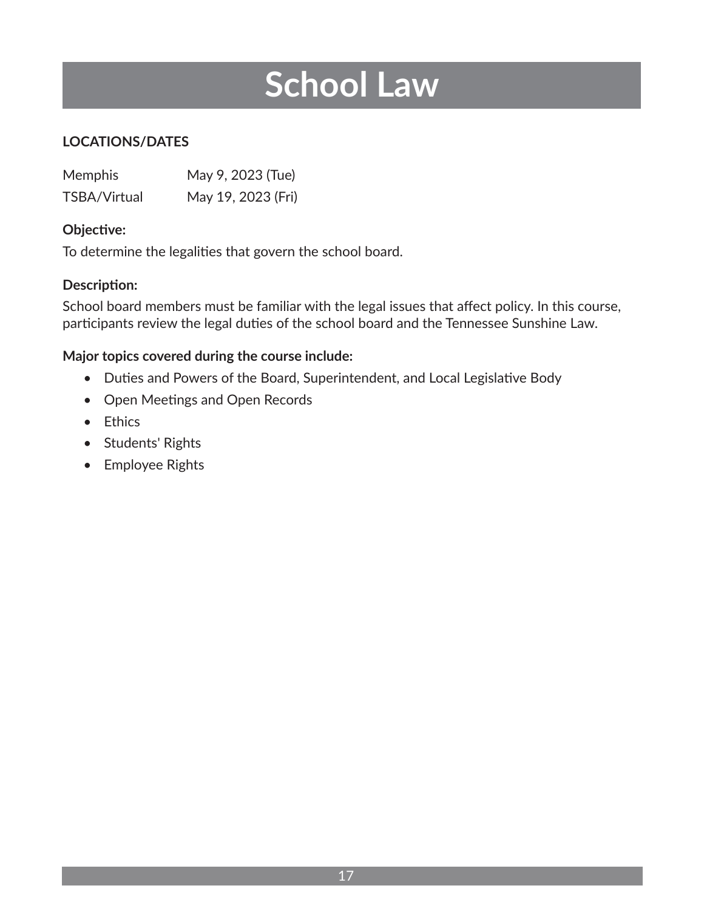# School Law

**LOCATIONS/DATES**

| | |
|---|---|
| Memphis | May 9, 2023 (Tue) |
| TSBA/Virtual | May 19, 2023 (Fri) |

**Objective:**

To determine the legalities that govern the school board.

**Description:**

School board members must be familiar with the legal issues that affect policy. In this course, participants review the legal duties of the school board and the Tennessee Sunshine Law.

**Major topics covered during the course include:**

- Duties and Powers of the Board, Superintendent, and Local Legislative Body
- Open Meetings and Open Records
- Ethics
- Students' Rights
- Employee Rights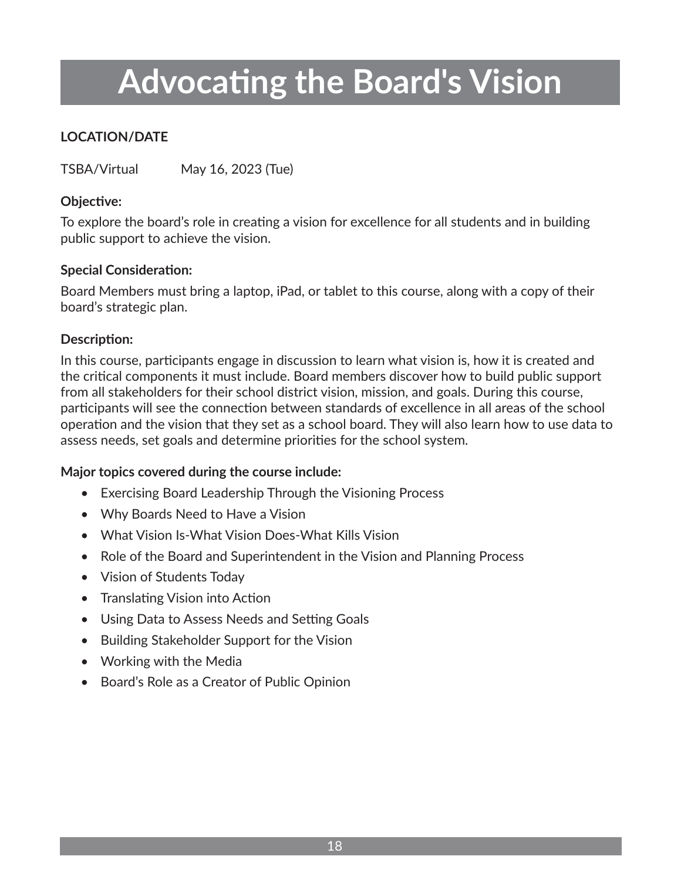# Advocating the Board's Vision

**LOCATION/DATE**

TSBA/Virtual May 16, 2023 (Tue)

**Objective:**

To explore the board's role in creating a vision for excellence for all students and in building public support to achieve the vision.

**Special Consideration:**

Board Members must bring a laptop, iPad, or tablet to this course, along with a copy of their board's strategic plan.

**Description:**

In this course, participants engage in discussion to learn what vision is, how it is created and the critical components it must include. Board members discover how to build public support from all stakeholders for their school district vision, mission, and goals. During this course, participants will see the connection between standards of excellence in all areas of the school operation and the vision that they set as a school board. They will also learn how to use data to assess needs, set goals and determine priorities for the school system.

**Major topics covered during the course include:**

- Exercising Board Leadership Through the Visioning Process
- Why Boards Need to Have a Vision
- What Vision Is-What Vision Does-What Kills Vision
- Role of the Board and Superintendent in the Vision and Planning Process
- Vision of Students Today
- Translating Vision into Action
- Using Data to Assess Needs and Setting Goals
- Building Stakeholder Support for the Vision
- Working with the Media
- Board's Role as a Creator of Public Opinion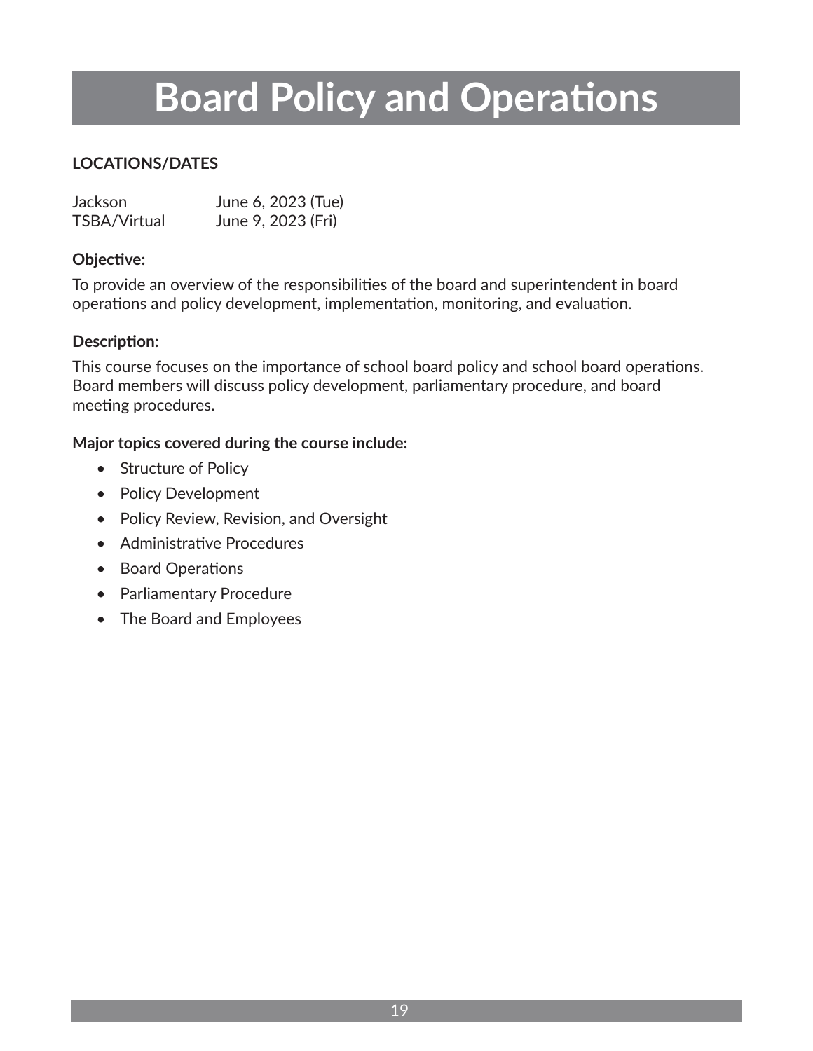# Board Policy and Operations

**LOCATIONS/DATES**

| | |
|---|---|
| Jackson | June 6, 2023 (Tue) |
| TSBA/Virtual | June 9, 2023 (Fri) |

**Objective:**

To provide an overview of the responsibilities of the board and superintendent in board operations and policy development, implementation, monitoring, and evaluation.

**Description:**

This course focuses on the importance of school board policy and school board operations. Board members will discuss policy development, parliamentary procedure, and board meeting procedures.

**Major topics covered during the course include:**

- Structure of Policy
- Policy Development
- Policy Review, Revision, and Oversight
- Administrative Procedures
- Board Operations
- Parliamentary Procedure
- The Board and Employees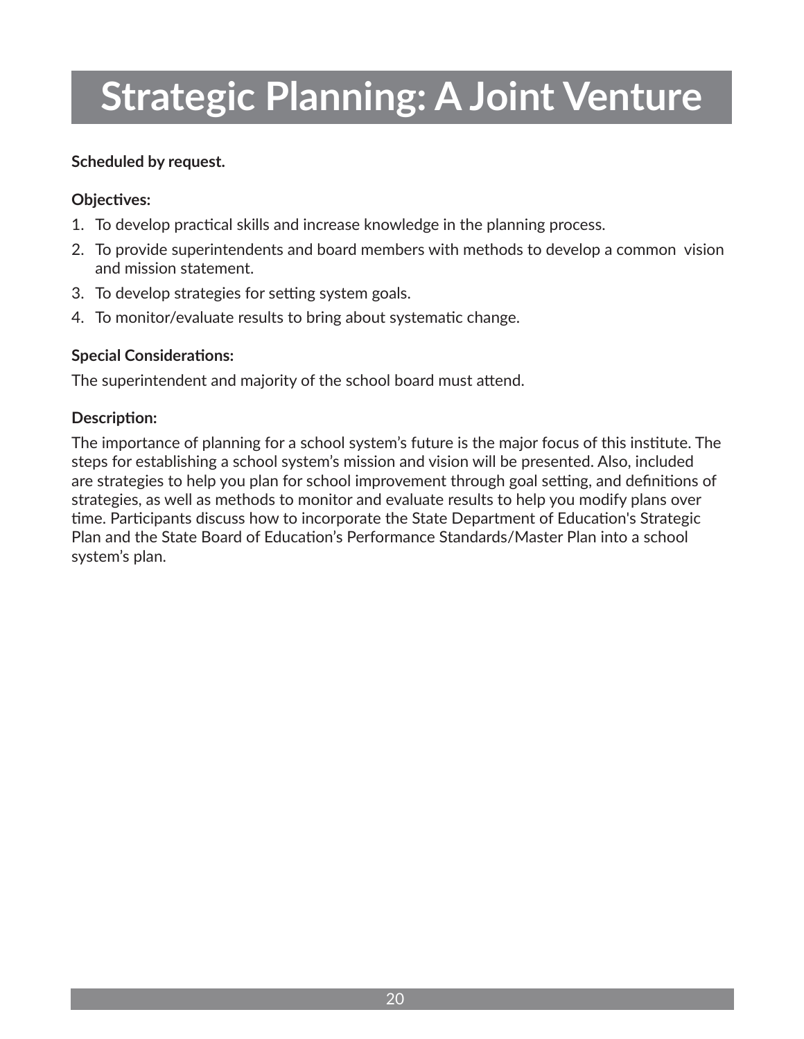# Strategic Planning: A Joint Venture

**Scheduled by request.**

**Objectives:**

1. To develop practical skills and increase knowledge in the planning process.
2. To provide superintendents and board members with methods to develop a common vision and mission statement.
3. To develop strategies for setting system goals.
4. To monitor/evaluate results to bring about systematic change.

**Special Considerations:**

The superintendent and majority of the school board must attend.

**Description:**

The importance of planning for a school system's future is the major focus of this institute. The steps for establishing a school system's mission and vision will be presented. Also, included are strategies to help you plan for school improvement through goal setting, and definitions of strategies, as well as methods to monitor and evaluate results to help you modify plans over time. Participants discuss how to incorporate the State Department of Education's Strategic Plan and the State Board of Education's Performance Standards/Master Plan into a school system's plan.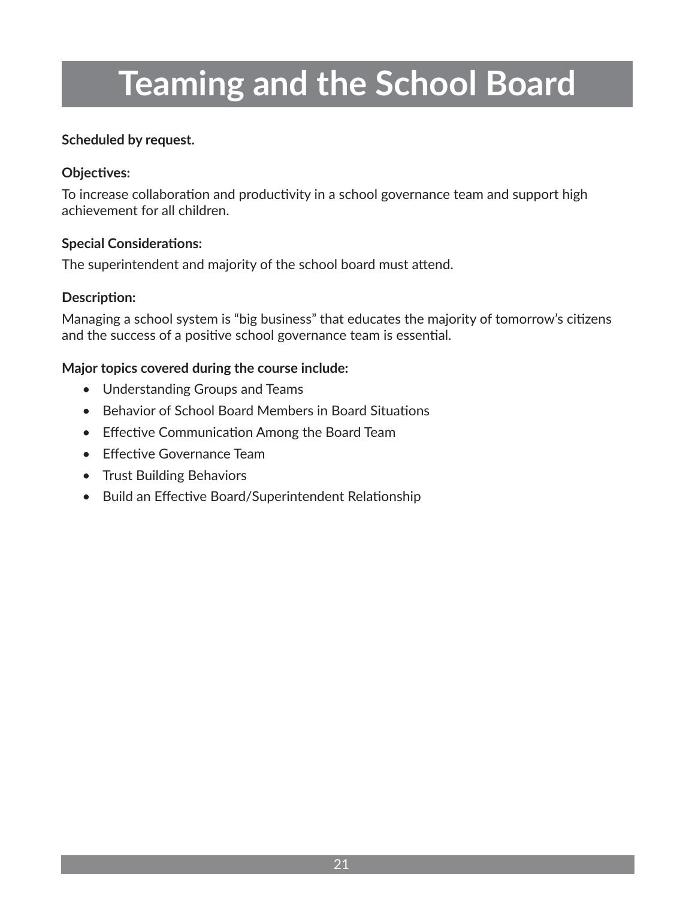# Teaming and the School Board

**Scheduled by request.**

**Objectives:**

To increase collaboration and productivity in a school governance team and support high achievement for all children.

**Special Considerations:**

The superintendent and majority of the school board must attend.

**Description:**

Managing a school system is "big business" that educates the majority of tomorrow's citizens and the success of a positive school governance team is essential.

**Major topics covered during the course include:**

- Understanding Groups and Teams
- Behavior of School Board Members in Board Situations
- Effective Communication Among the Board Team
- Effective Governance Team
- Trust Building Behaviors
- Build an Effective Board/Superintendent Relationship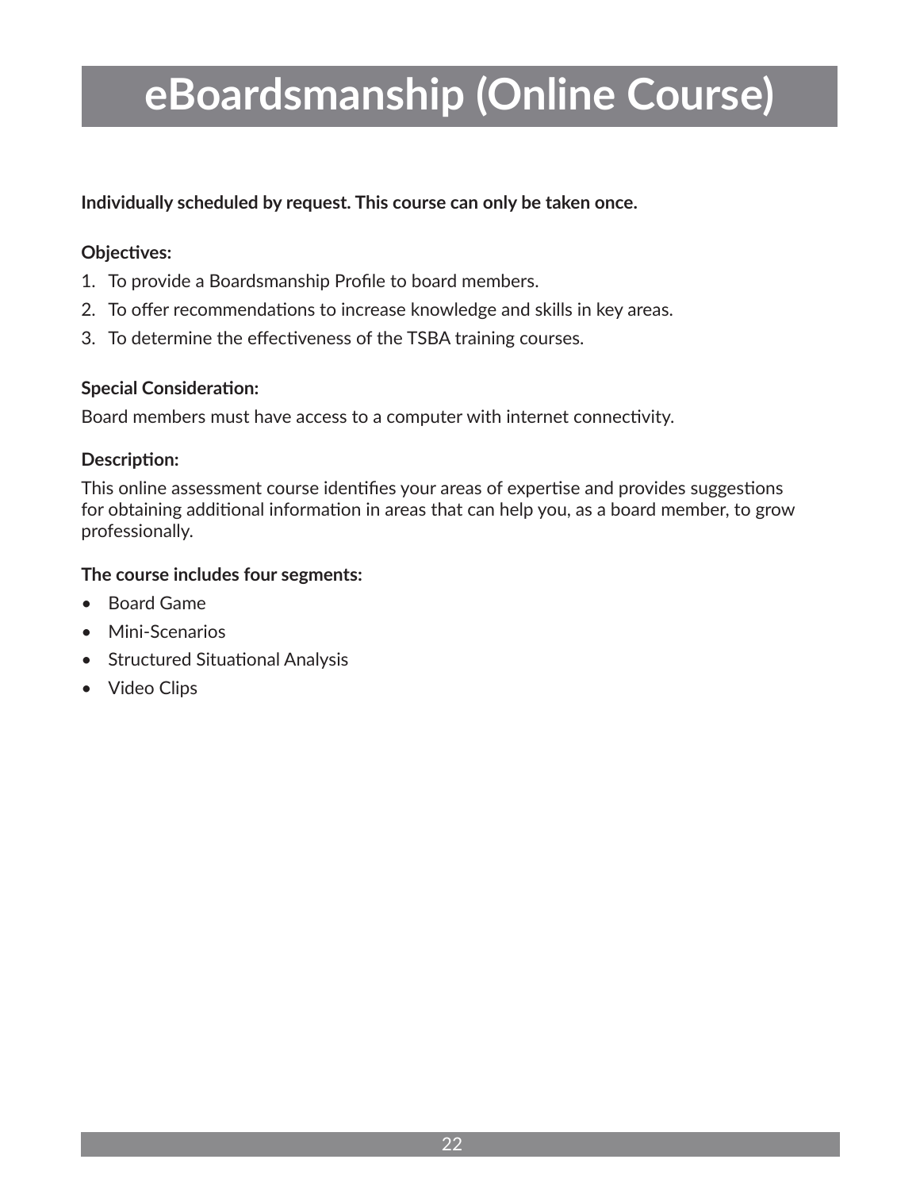# eBoardsmanship (Online Course)

**Individually scheduled by request. This course can only be taken once.**

**Objectives:**

1. To provide a Boardsmanship Profile to board members.
2. To offer recommendations to increase knowledge and skills in key areas.
3. To determine the effectiveness of the TSBA training courses.

**Special Consideration:**

Board members must have access to a computer with internet connectivity.

**Description:**

This online assessment course identifies your areas of expertise and provides suggestions for obtaining additional information in areas that can help you, as a board member, to grow professionally.

**The course includes four segments:**

- Board Game
- Mini-Scenarios
- Structured Situational Analysis
- Video Clips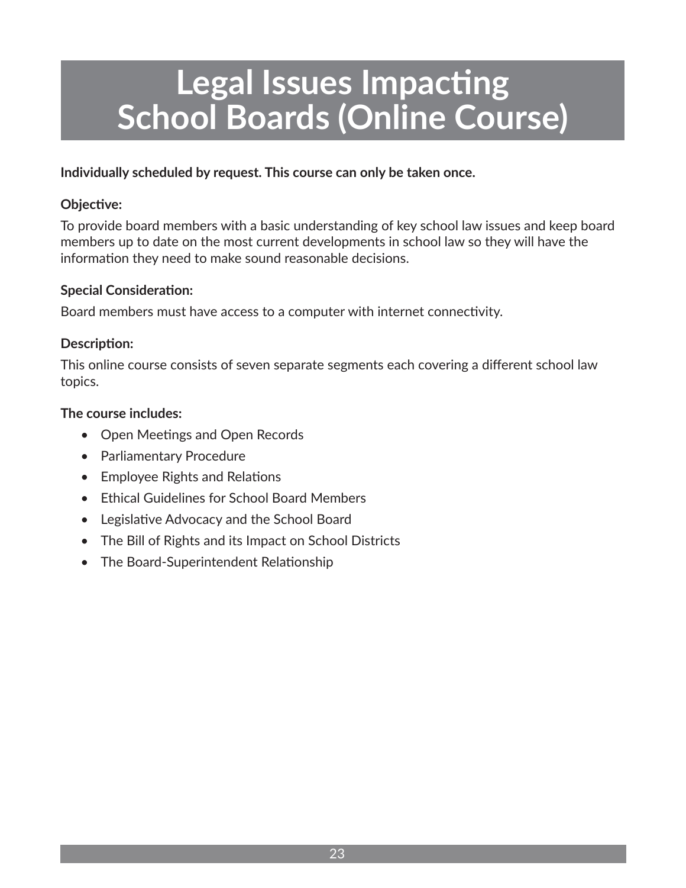# Legal Issues Impacting School Boards (Online Course)

**Individually scheduled by request. This course can only be taken once.**

**Objective:**

To provide board members with a basic understanding of key school law issues and keep board members up to date on the most current developments in school law so they will have the information they need to make sound reasonable decisions.

**Special Consideration:**

Board members must have access to a computer with internet connectivity.

**Description:**

This online course consists of seven separate segments each covering a different school law topics.

**The course includes:**

- Open Meetings and Open Records
- Parliamentary Procedure
- Employee Rights and Relations
- Ethical Guidelines for School Board Members
- Legislative Advocacy and the School Board
- The Bill of Rights and its Impact on School Districts
- The Board-Superintendent Relationship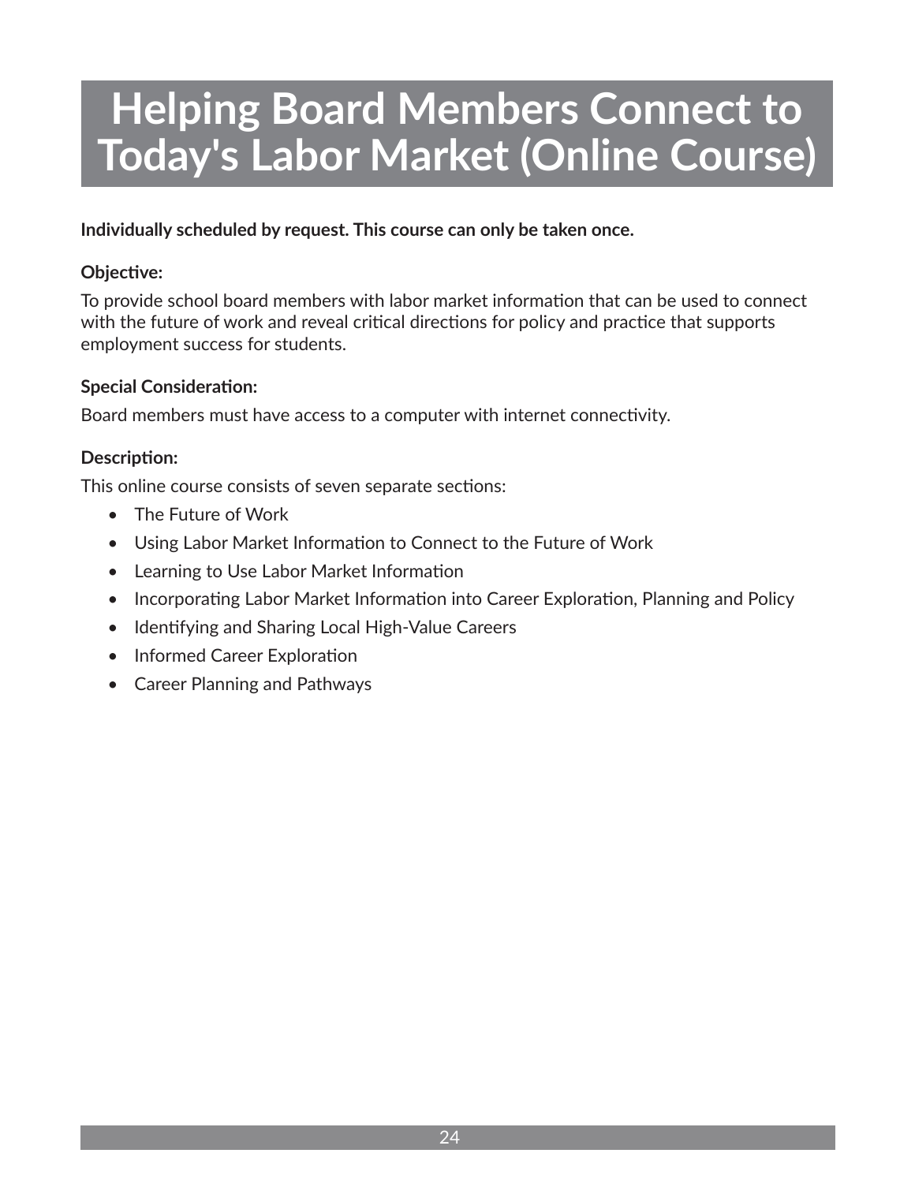# Helping Board Members Connect to Today's Labor Market (Online Course)

**Individually scheduled by request. This course can only be taken once.**

**Objective:**

To provide school board members with labor market information that can be used to connect with the future of work and reveal critical directions for policy and practice that supports employment success for students.

**Special Consideration:**

Board members must have access to a computer with internet connectivity.

**Description:**

This online course consists of seven separate sections:

- The Future of Work
- Using Labor Market Information to Connect to the Future of Work
- Learning to Use Labor Market Information
- Incorporating Labor Market Information into Career Exploration, Planning and Policy
- Identifying and Sharing Local High-Value Careers
- Informed Career Exploration
- Career Planning and Pathways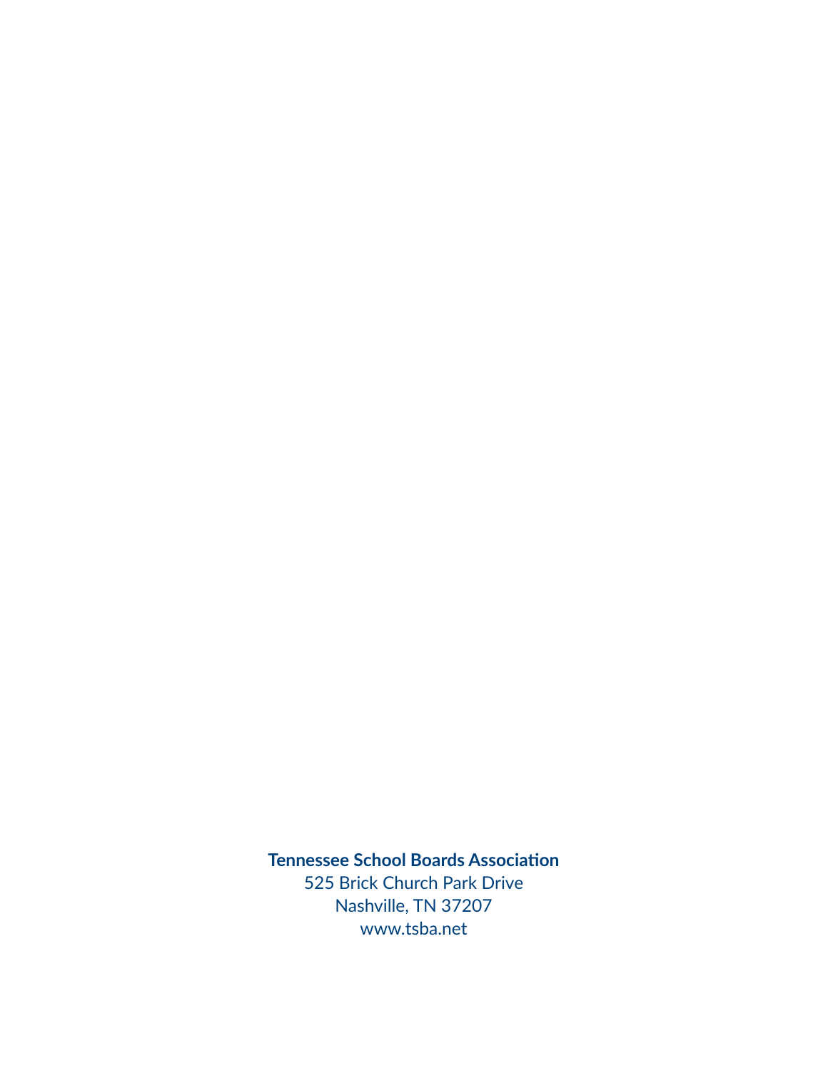**Tennessee School Boards Association**
525 Brick Church Park Drive
Nashville, TN 37207
www.tsba.net